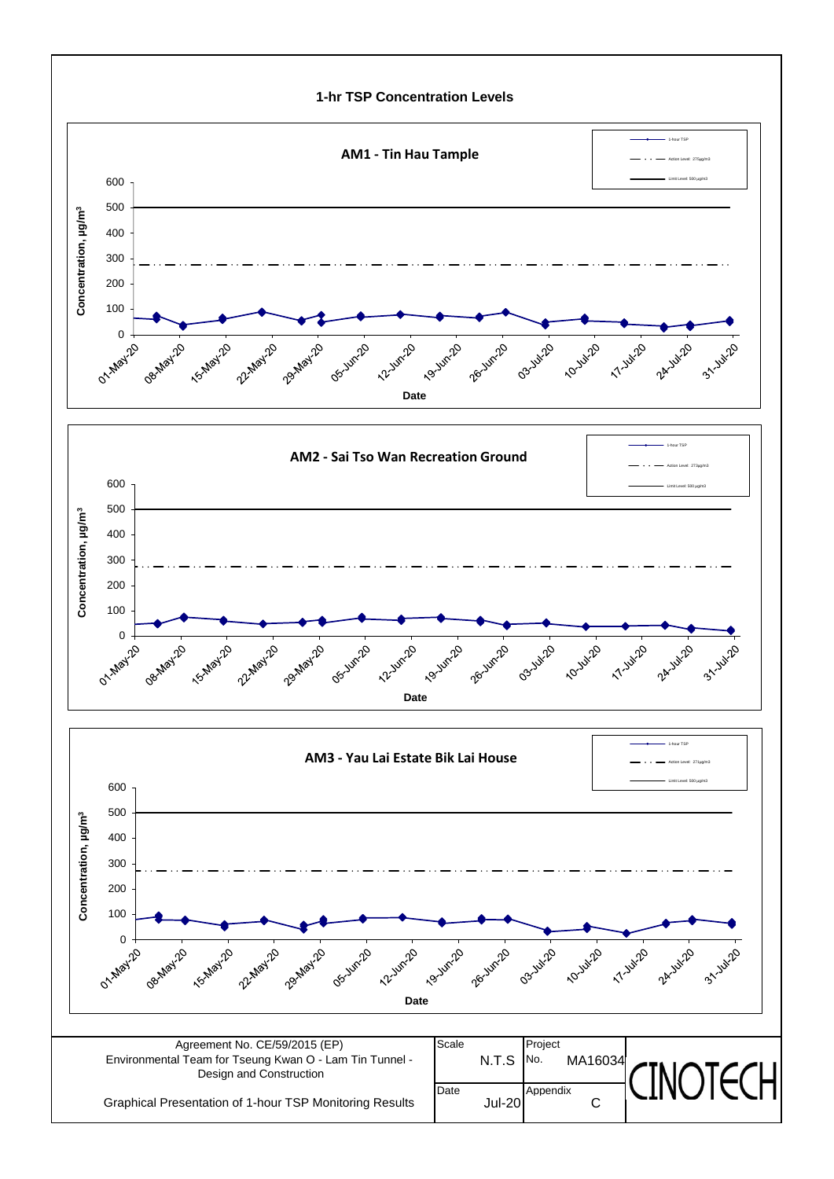# 1-hr TSP Concentration Levels

## AM1 - Tin Hau Tample

Legend: 1-hour TSP; Action Level: 275μg/m3; Limit Level: 500 μg/m3

Concentration, μg/m³ (0–600) vs Date (01-May-20 to 31-Jul-20)

## AM2 - Sai Tso Wan Recreation Ground

Legend: 1-hour TSP; Action Level: 273μg/m3; Limit Level: 500 μg/m3

Concentration, μg/m³ (0–600) vs Date (01-May-20 to 31-Jul-20)

## AM3 - Yau Lai Estate Bik Lai House

Legend: 1-hour TSP; Action Level: 271μg/m3; Limit Level: 500 μg/m3

Concentration, μg/m³ (0–600) vs Date (01-May-20 to 31-Jul-20)

| Agreement No. CE/59/2015 (EP) Environmental Team for Tseung Kwan O - Lam Tin Tunnel - Design and Construction | Scale N.T.S | Project No. MA16034 | CINOTECH |
|---|---|---|---|
| Graphical Presentation of 1-hour TSP Monitoring Results | Date Jul-20 | Appendix C | |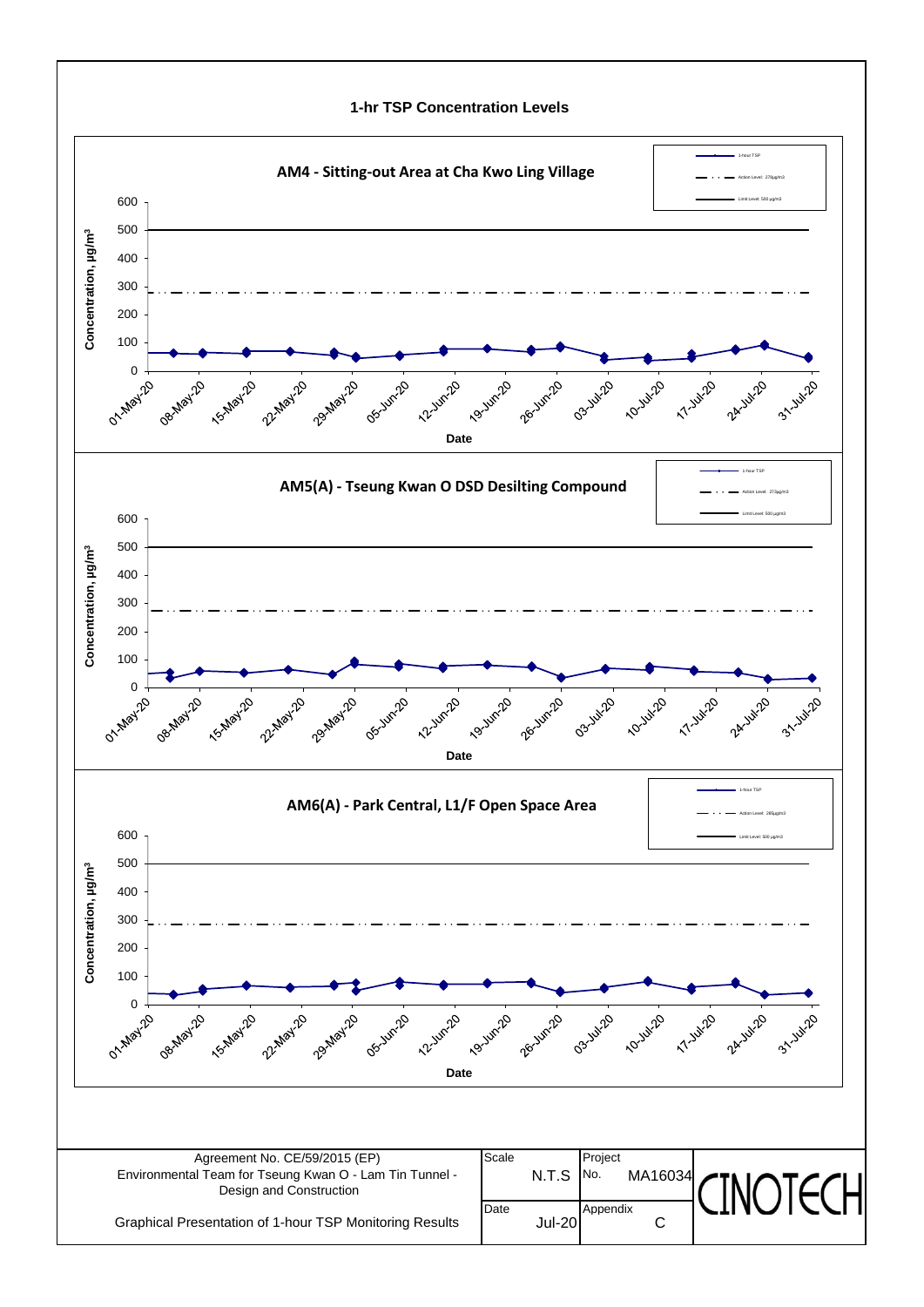# 1-hr TSP Concentration Levels

## AM4 - Sitting-out Area at Cha Kwo Ling Village

Legend: 1-hour TSP; Action Level: 278μg/m3; Limit Level: 500 μg/m3

Concentration, μg/m³ (0–600) vs Date (01-May-20 to 31-Jul-20)

## AM5(A) - Tseung Kwan O DSD Desilting Compound

Legend: 1-hour TSP; Action Level: 273μg/m3; Limit Level: 500 μg/m3

Concentration, μg/m³ (0–600) vs Date (01-May-20 to 31-Jul-20)

## AM6(A) - Park Central, L1/F Open Space Area

Legend: 1-hour TSP; Action Level: 285μg/m3; Limit Level: 500 μg/m3

Concentration, μg/m³ (0–600) vs Date (01-May-20 to 31-Jul-20)

| Agreement No. CE/59/2015 (EP) Environmental Team for Tseung Kwan O - Lam Tin Tunnel - Design and Construction | Scale: N.T.S | Project No. MA16034 | CINOTECH |
|---|---|---|---|
| Graphical Presentation of 1-hour TSP Monitoring Results | Date: Jul-20 | Appendix: C | |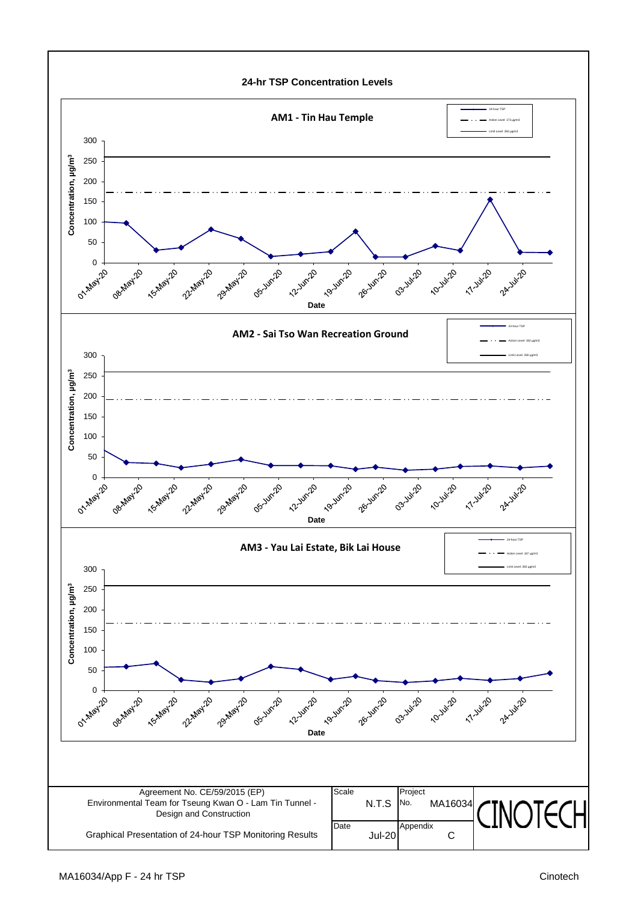# 24-hr TSP Concentration Levels

## AM1 - Tin Hau Temple

- 24-hour TSP
- Action Level: 173 μg/m3
- Limit Level: 260 μg/m3

Concentration, μg/m³

Date

## AM2 - Sai Tso Wan Recreation Ground

- 24-hour TSP
- Action Level: 192 μg/m3
- Limit Level: 260 μg/m3

Concentration, μg/m³

Date

## AM3 - Yau Lai Estate, Bik Lai House

- 24-hour TSP
- Action Level: 167 μg/m3
- Limit Level: 260 μg/m3

Concentration, μg/m³

Date

| Agreement No. CE/59/2015 (EP) Environmental Team for Tseung Kwan O - Lam Tin Tunnel - Design and Construction | Scale N.T.S | Project No. MA16034 | CINOTECH |
|---|---|---|---|
| Graphical Presentation of 24-hour TSP Monitoring Results | Date Jul-20 | Appendix C | |

MA16034/App F - 24 hr TSP

Cinotech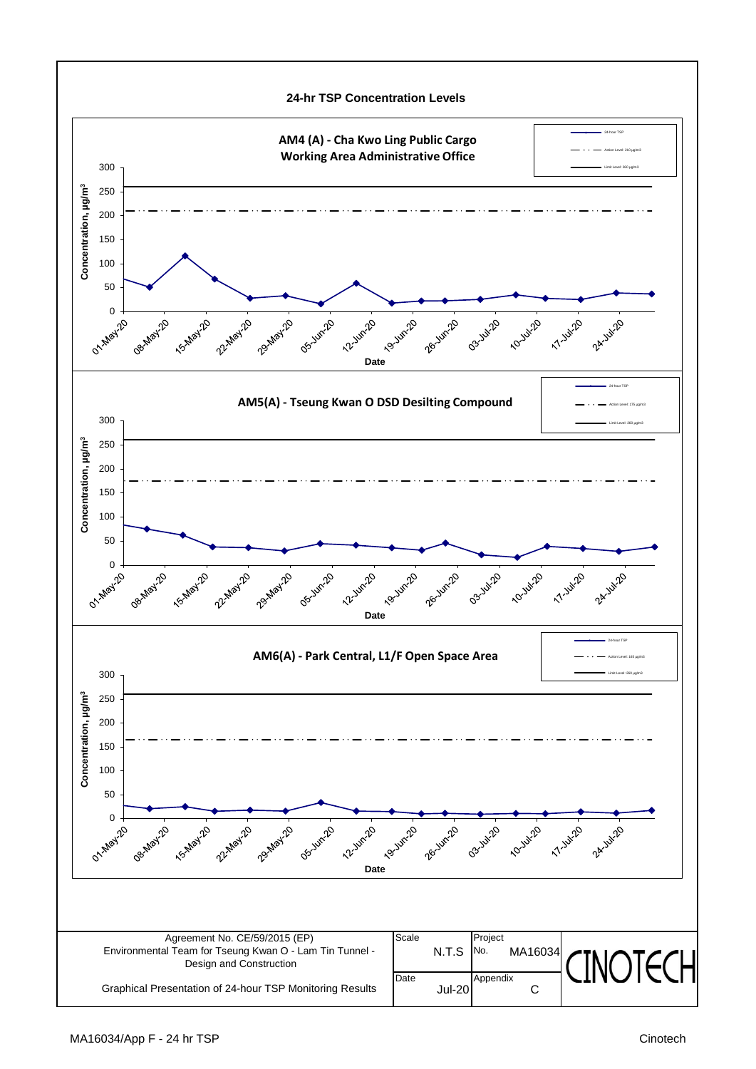## 24-hr TSP Concentration Levels

**AM4 (A) - Cha Kwo Ling Public Cargo Working Area Administrative Office**

24-hour TSP
Action Level: 210 µg/m3
Limit Level: 260 µg/m3

Concentration, µg/m³

300
250
200
150
100
50
0

01-May-20 08-May-20 15-May-20 22-May-20 29-May-20 05-Jun-20 12-Jun-20 19-Jun-20 26-Jun-20 03-Jul-20 10-Jul-20 17-Jul-20 24-Jul-20

Date

**AM5(A) - Tseung Kwan O DSD Desilting Compound**

24-hour TSP
Action Level: 175 µg/m3
Limit Level: 260 µg/m3

Concentration, µg/m³

300
250
200
150
100
50
0

01-May-20 08-May-20 15-May-20 22-May-20 29-May-20 05-Jun-20 12-Jun-20 19-Jun-20 26-Jun-20 03-Jul-20 10-Jul-20 17-Jul-20 24-Jul-20

Date

**AM6(A) - Park Central, L1/F Open Space Area**

24-hour TSP
Action Level: 165 µg/m3
Limit Level: 260 µg/m3

Concentration, µg/m³

300
250
200
150
100
50
0

01-May-20 08-May-20 15-May-20 22-May-20 29-May-20 05-Jun-20 12-Jun-20 19-Jun-20 26-Jun-20 03-Jul-20 10-Jul-20 17-Jul-20 24-Jul-20

Date

| | | | |
|---|---|---|---|
| Agreement No. CE/59/2015 (EP) Environmental Team for Tseung Kwan O - Lam Tin Tunnel - Design and Construction | Scale N.T.S | Project No. MA16034 | CINOTECH |
| Graphical Presentation of 24-hour TSP Monitoring Results | Date Jul-20 | Appendix C | |

MA16034/App F - 24 hr TSP